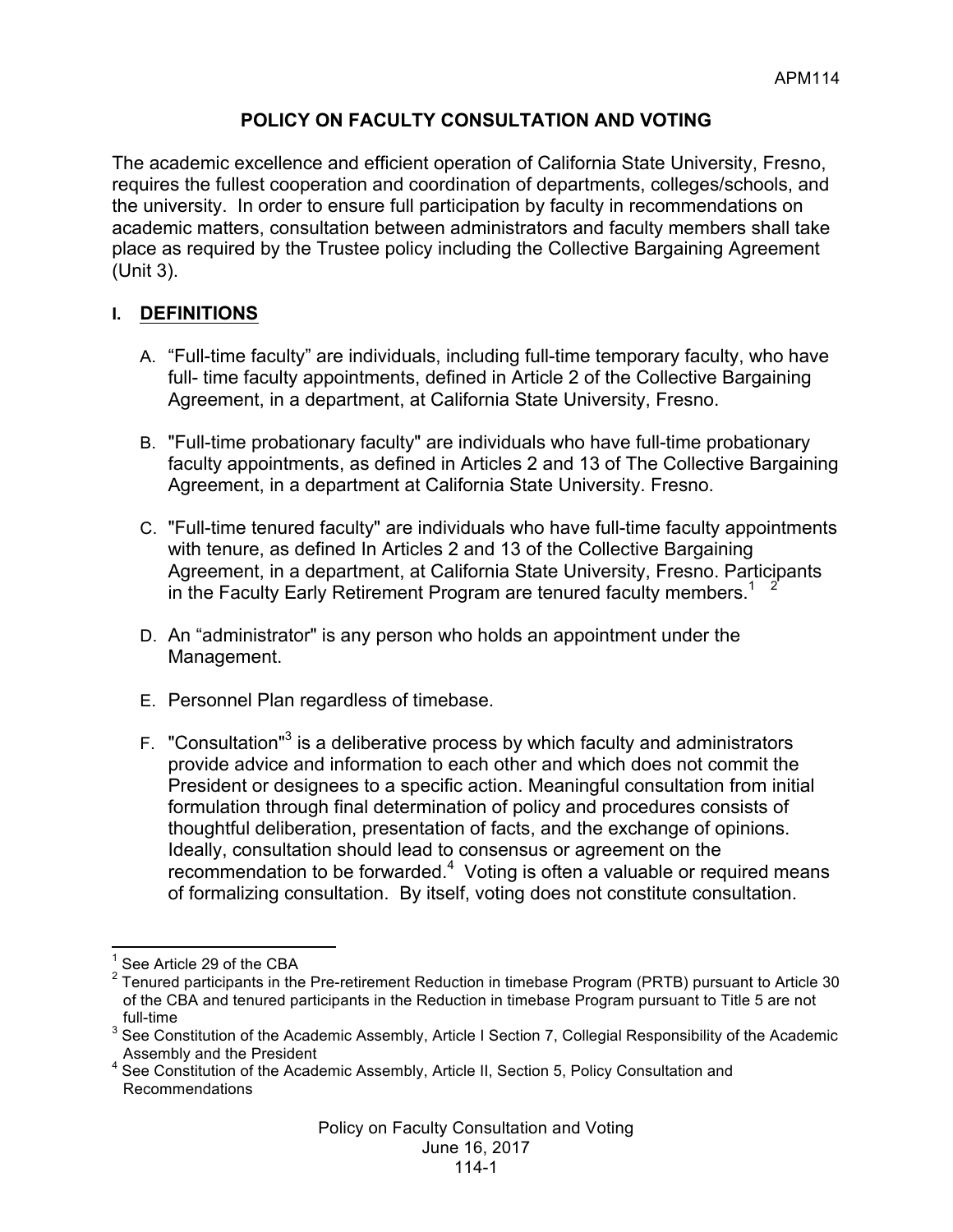# POLICY ON FACULTY CONSULTATION AND VOTING

The academic excellence and efficient operation of California State University, Fresno, requires the fullest cooperation and coordination of departments, colleges/schools, and the university. In order to ensure full participation by faculty in recommendations on academic matters, consultation between administrators and faculty members shall take place as required by the Trustee policy including the Collective Bargaining Agreement (Unit 3).

## I. DEFINITIONS

A. "Full-time faculty" are individuals, including full-time temporary faculty, who have full- time faculty appointments, defined in Article 2 of the Collective Bargaining Agreement, in a department, at California State University, Fresno.

B. "Full-time probationary faculty" are individuals who have full-time probationary faculty appointments, as defined in Articles 2 and 13 of The Collective Bargaining Agreement, in a department at California State University. Fresno.

C. "Full-time tenured faculty" are individuals who have full-time faculty appointments with tenure, as defined In Articles 2 and 13 of the Collective Bargaining Agreement, in a department, at California State University, Fresno. Participants in the Faculty Early Retirement Program are tenured faculty members.[1] [2]

D. An "administrator" is any person who holds an appointment under the Management.

E. Personnel Plan regardless of timebase.

F. "Consultation"[3] is a deliberative process by which faculty and administrators provide advice and information to each other and which does not commit the President or designees to a specific action. Meaningful consultation from initial formulation through final determination of policy and procedures consists of thoughtful deliberation, presentation of facts, and the exchange of opinions. Ideally, consultation should lead to consensus or agreement on the recommendation to be forwarded.[4] Voting is often a valuable or required means of formalizing consultation. By itself, voting does not constitute consultation.

---

[1] See Article 29 of the CBA

[2] Tenured participants in the Pre-retirement Reduction in timebase Program (PRTB) pursuant to Article 30 of the CBA and tenured participants in the Reduction in timebase Program pursuant to Title 5 are not full-time

[3] See Constitution of the Academic Assembly, Article I Section 7, Collegial Responsibility of the Academic Assembly and the President

[4] See Constitution of the Academic Assembly, Article II, Section 5, Policy Consultation and Recommendations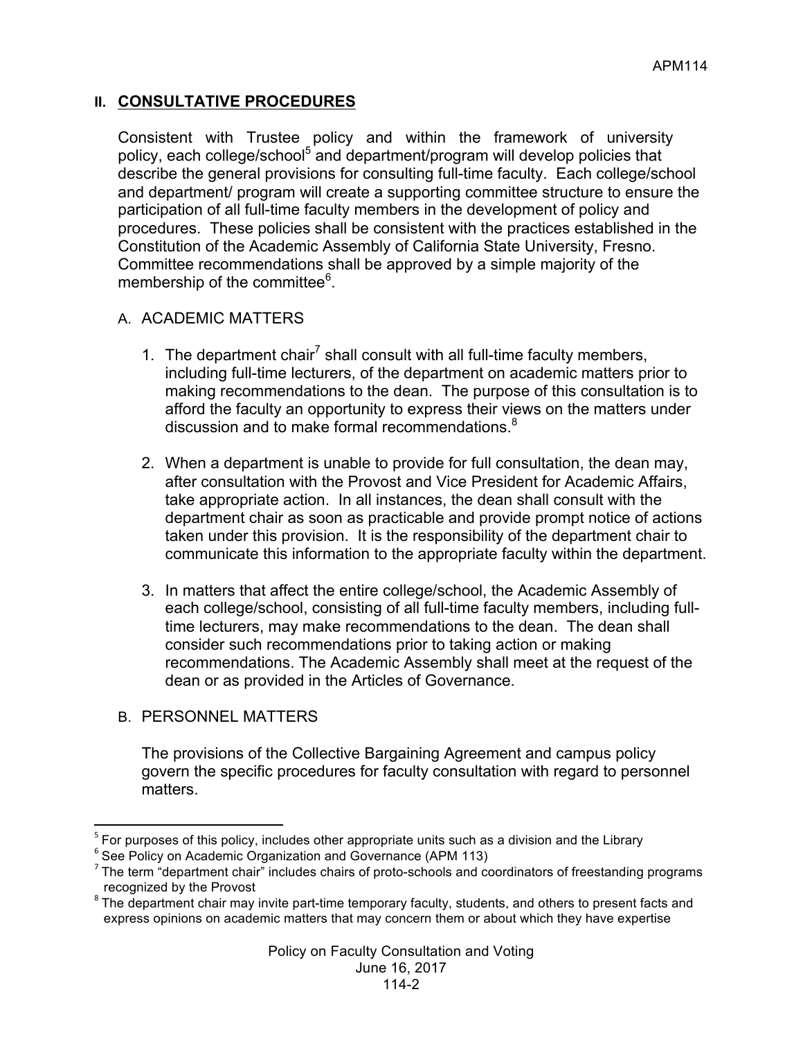## II. CONSULTATIVE PROCEDURES

Consistent with Trustee policy and within the framework of university policy, each college/school[5] and department/program will develop policies that describe the general provisions for consulting full-time faculty. Each college/school and department/ program will create a supporting committee structure to ensure the participation of all full-time faculty members in the development of policy and procedures. These policies shall be consistent with the practices established in the Constitution of the Academic Assembly of California State University, Fresno. Committee recommendations shall be approved by a simple majority of the membership of the committee[6].

### A. ACADEMIC MATTERS

1. The department chair[7] shall consult with all full-time faculty members, including full-time lecturers, of the department on academic matters prior to making recommendations to the dean. The purpose of this consultation is to afford the faculty an opportunity to express their views on the matters under discussion and to make formal recommendations.[8]

2. When a department is unable to provide for full consultation, the dean may, after consultation with the Provost and Vice President for Academic Affairs, take appropriate action. In all instances, the dean shall consult with the department chair as soon as practicable and provide prompt notice of actions taken under this provision. It is the responsibility of the department chair to communicate this information to the appropriate faculty within the department.

3. In matters that affect the entire college/school, the Academic Assembly of each college/school, consisting of all full-time faculty members, including full-time lecturers, may make recommendations to the dean. The dean shall consider such recommendations prior to taking action or making recommendations. The Academic Assembly shall meet at the request of the dean or as provided in the Articles of Governance.

### B. PERSONNEL MATTERS

The provisions of the Collective Bargaining Agreement and campus policy govern the specific procedures for faculty consultation with regard to personnel matters.

---

[5] For purposes of this policy, includes other appropriate units such as a division and the Library

[6] See Policy on Academic Organization and Governance (APM 113)

[7] The term "department chair" includes chairs of proto-schools and coordinators of freestanding programs recognized by the Provost

[8] The department chair may invite part-time temporary faculty, students, and others to present facts and express opinions on academic matters that may concern them or about which they have expertise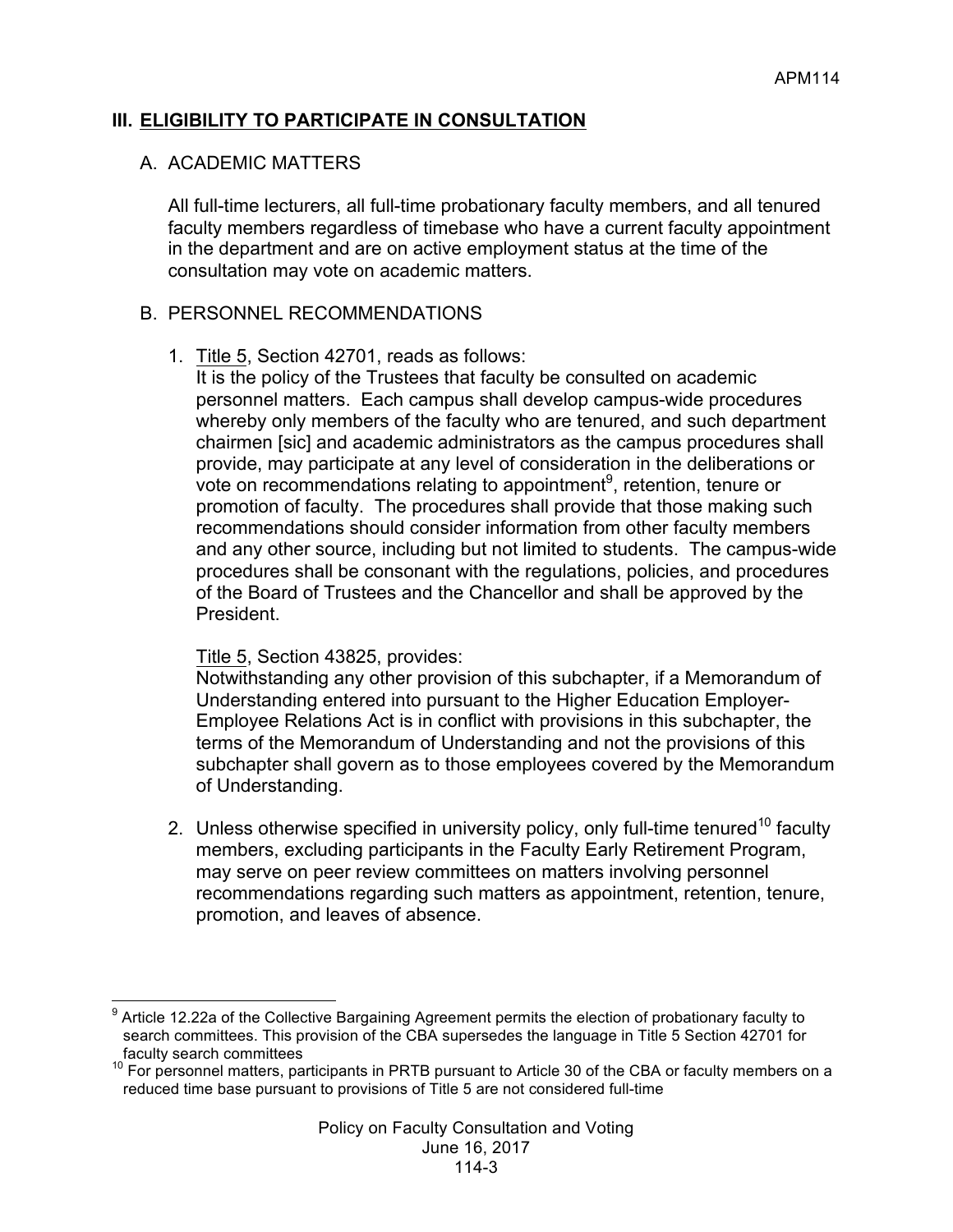## III. ELIGIBILITY TO PARTICIPATE IN CONSULTATION

### A. ACADEMIC MATTERS

All full-time lecturers, all full-time probationary faculty members, and all tenured faculty members regardless of timebase who have a current faculty appointment in the department and are on active employment status at the time of the consultation may vote on academic matters.

### B. PERSONNEL RECOMMENDATIONS

1. Title 5, Section 42701, reads as follows:
   It is the policy of the Trustees that faculty be consulted on academic personnel matters. Each campus shall develop campus-wide procedures whereby only members of the faculty who are tenured, and such department chairmen [sic] and academic administrators as the campus procedures shall provide, may participate at any level of consideration in the deliberations or vote on recommendations relating to appointment[9], retention, tenure or promotion of faculty. The procedures shall provide that those making such recommendations should consider information from other faculty members and any other source, including but not limited to students. The campus-wide procedures shall be consonant with the regulations, policies, and procedures of the Board of Trustees and the Chancellor and shall be approved by the President.

   Title 5, Section 43825, provides:
   Notwithstanding any other provision of this subchapter, if a Memorandum of Understanding entered into pursuant to the Higher Education Employer-Employee Relations Act is in conflict with provisions in this subchapter, the terms of the Memorandum of Understanding and not the provisions of this subchapter shall govern as to those employees covered by the Memorandum of Understanding.

2. Unless otherwise specified in university policy, only full-time tenured[10] faculty members, excluding participants in the Faculty Early Retirement Program, may serve on peer review committees on matters involving personnel recommendations regarding such matters as appointment, retention, tenure, promotion, and leaves of absence.

---

[9] Article 12.22a of the Collective Bargaining Agreement permits the election of probationary faculty to search committees. This provision of the CBA supersedes the language in Title 5 Section 42701 for faculty search committees

[10] For personnel matters, participants in PRTB pursuant to Article 30 of the CBA or faculty members on a reduced time base pursuant to provisions of Title 5 are not considered full-time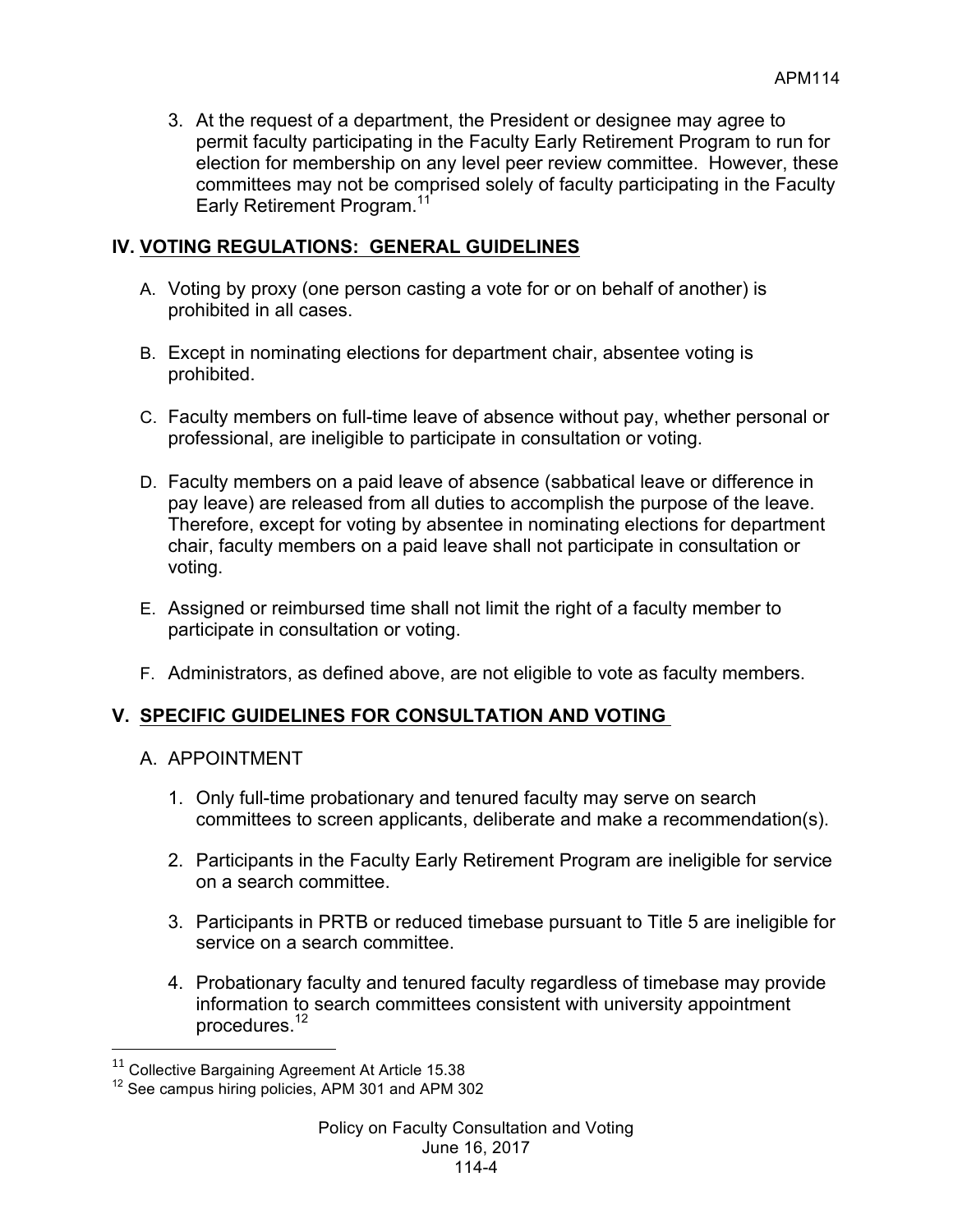3. At the request of a department, the President or designee may agree to permit faculty participating in the Faculty Early Retirement Program to run for election for membership on any level peer review committee. However, these committees may not be comprised solely of faculty participating in the Faculty Early Retirement Program.[11]

## IV. VOTING REGULATIONS: GENERAL GUIDELINES

A. Voting by proxy (one person casting a vote for or on behalf of another) is prohibited in all cases.

B. Except in nominating elections for department chair, absentee voting is prohibited.

C. Faculty members on full-time leave of absence without pay, whether personal or professional, are ineligible to participate in consultation or voting.

D. Faculty members on a paid leave of absence (sabbatical leave or difference in pay leave) are released from all duties to accomplish the purpose of the leave. Therefore, except for voting by absentee in nominating elections for department chair, faculty members on a paid leave shall not participate in consultation or voting.

E. Assigned or reimbursed time shall not limit the right of a faculty member to participate in consultation or voting.

F. Administrators, as defined above, are not eligible to vote as faculty members.

## V. SPECIFIC GUIDELINES FOR CONSULTATION AND VOTING

A. APPOINTMENT

1. Only full-time probationary and tenured faculty may serve on search committees to screen applicants, deliberate and make a recommendation(s).

2. Participants in the Faculty Early Retirement Program are ineligible for service on a search committee.

3. Participants in PRTB or reduced timebase pursuant to Title 5 are ineligible for service on a search committee.

4. Probationary faculty and tenured faculty regardless of timebase may provide information to search committees consistent with university appointment procedures.[12]

---

[11] Collective Bargaining Agreement At Article 15.38

[12] See campus hiring policies, APM 301 and APM 302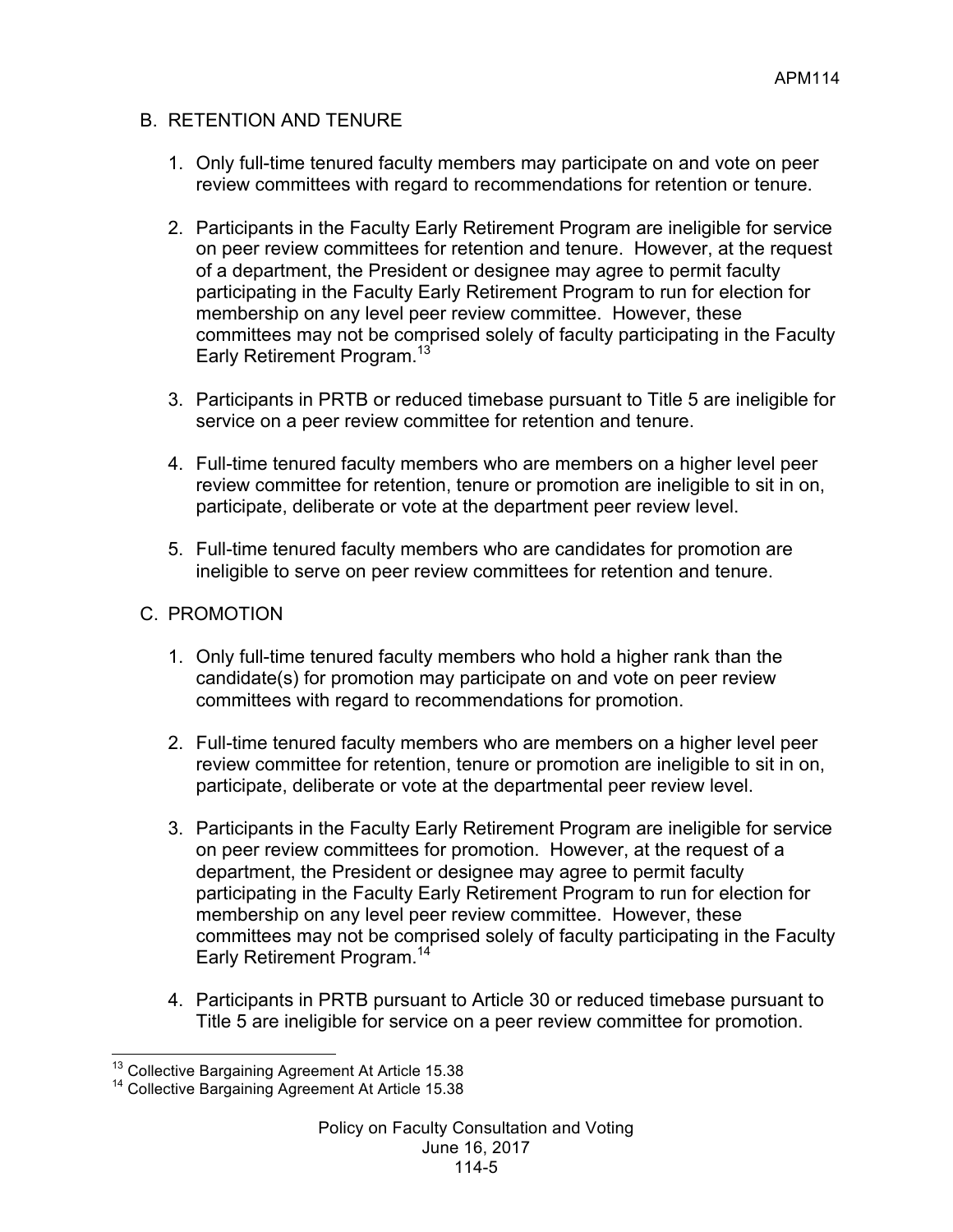## B. RETENTION AND TENURE

1. Only full-time tenured faculty members may participate on and vote on peer review committees with regard to recommendations for retention or tenure.

2. Participants in the Faculty Early Retirement Program are ineligible for service on peer review committees for retention and tenure. However, at the request of a department, the President or designee may agree to permit faculty participating in the Faculty Early Retirement Program to run for election for membership on any level peer review committee. However, these committees may not be comprised solely of faculty participating in the Faculty Early Retirement Program.[13]

3. Participants in PRTB or reduced timebase pursuant to Title 5 are ineligible for service on a peer review committee for retention and tenure.

4. Full-time tenured faculty members who are members on a higher level peer review committee for retention, tenure or promotion are ineligible to sit in on, participate, deliberate or vote at the department peer review level.

5. Full-time tenured faculty members who are candidates for promotion are ineligible to serve on peer review committees for retention and tenure.

## C. PROMOTION

1. Only full-time tenured faculty members who hold a higher rank than the candidate(s) for promotion may participate on and vote on peer review committees with regard to recommendations for promotion.

2. Full-time tenured faculty members who are members on a higher level peer review committee for retention, tenure or promotion are ineligible to sit in on, participate, deliberate or vote at the departmental peer review level.

3. Participants in the Faculty Early Retirement Program are ineligible for service on peer review committees for promotion. However, at the request of a department, the President or designee may agree to permit faculty participating in the Faculty Early Retirement Program to run for election for membership on any level peer review committee. However, these committees may not be comprised solely of faculty participating in the Faculty Early Retirement Program.[14]

4. Participants in PRTB pursuant to Article 30 or reduced timebase pursuant to Title 5 are ineligible for service on a peer review committee for promotion.

---

[13] Collective Bargaining Agreement At Article 15.38

[14] Collective Bargaining Agreement At Article 15.38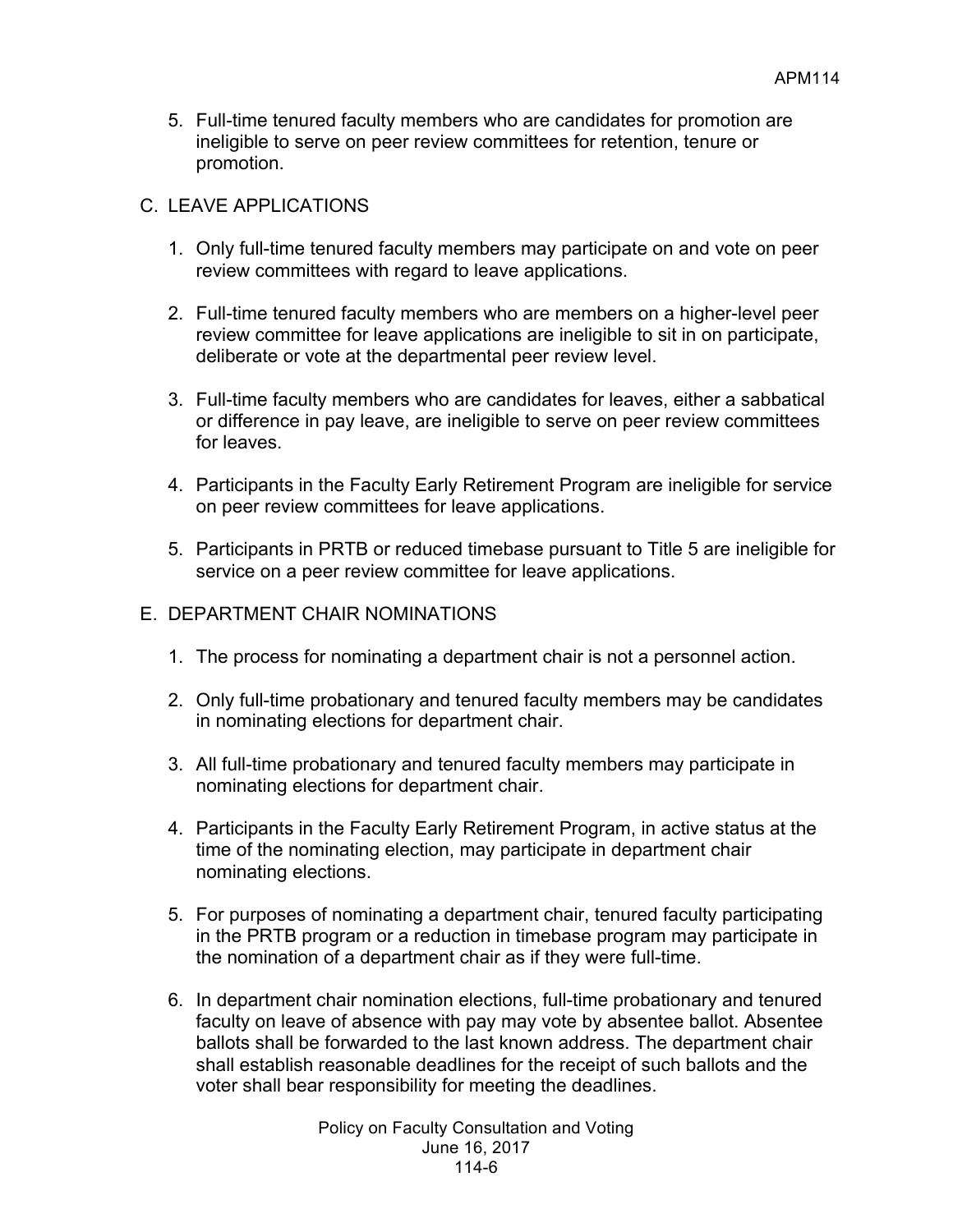5. Full-time tenured faculty members who are candidates for promotion are ineligible to serve on peer review committees for retention, tenure or promotion.

C. LEAVE APPLICATIONS

1. Only full-time tenured faculty members may participate on and vote on peer review committees with regard to leave applications.

2. Full-time tenured faculty members who are members on a higher-level peer review committee for leave applications are ineligible to sit in on participate, deliberate or vote at the departmental peer review level.

3. Full-time faculty members who are candidates for leaves, either a sabbatical or difference in pay leave, are ineligible to serve on peer review committees for leaves.

4. Participants in the Faculty Early Retirement Program are ineligible for service on peer review committees for leave applications.

5. Participants in PRTB or reduced timebase pursuant to Title 5 are ineligible for service on a peer review committee for leave applications.

E. DEPARTMENT CHAIR NOMINATIONS

1. The process for nominating a department chair is not a personnel action.

2. Only full-time probationary and tenured faculty members may be candidates in nominating elections for department chair.

3. All full-time probationary and tenured faculty members may participate in nominating elections for department chair.

4. Participants in the Faculty Early Retirement Program, in active status at the time of the nominating election, may participate in department chair nominating elections.

5. For purposes of nominating a department chair, tenured faculty participating in the PRTB program or a reduction in timebase program may participate in the nomination of a department chair as if they were full-time.

6. In department chair nomination elections, full-time probationary and tenured faculty on leave of absence with pay may vote by absentee ballot. Absentee ballots shall be forwarded to the last known address. The department chair shall establish reasonable deadlines for the receipt of such ballots and the voter shall bear responsibility for meeting the deadlines.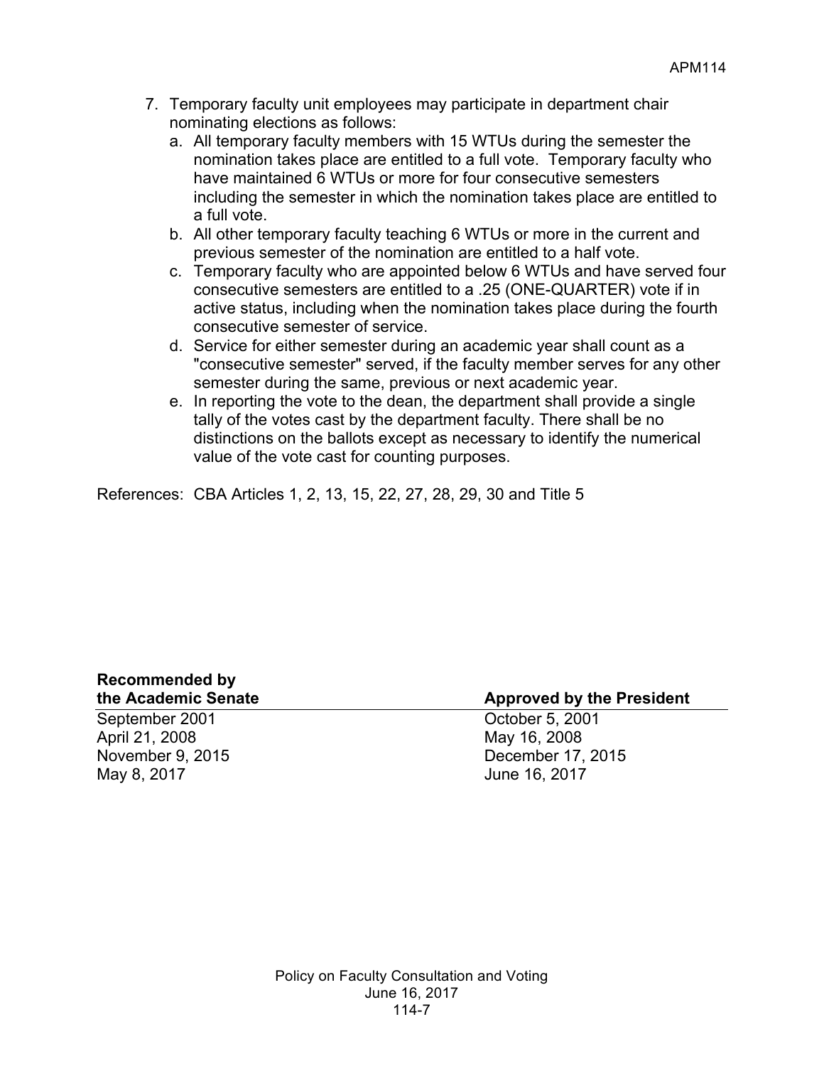7. Temporary faculty unit employees may participate in department chair nominating elections as follows:
   a. All temporary faculty members with 15 WTUs during the semester the nomination takes place are entitled to a full vote. Temporary faculty who have maintained 6 WTUs or more for four consecutive semesters including the semester in which the nomination takes place are entitled to a full vote.
   b. All other temporary faculty teaching 6 WTUs or more in the current and previous semester of the nomination are entitled to a half vote.
   c. Temporary faculty who are appointed below 6 WTUs and have served four consecutive semesters are entitled to a .25 (ONE-QUARTER) vote if in active status, including when the nomination takes place during the fourth consecutive semester of service.
   d. Service for either semester during an academic year shall count as a "consecutive semester" served, if the faculty member serves for any other semester during the same, previous or next academic year.
   e. In reporting the vote to the dean, the department shall provide a single tally of the votes cast by the department faculty. There shall be no distinctions on the ballots except as necessary to identify the numerical value of the vote cast for counting purposes.

References: CBA Articles 1, 2, 13, 15, 22, 27, 28, 29, 30 and Title 5

| **Recommended by the Academic Senate** | **Approved by the President** |
|---|---|
| September 2001 | October 5, 2001 |
| April 21, 2008 | May 16, 2008 |
| November 9, 2015 | December 17, 2015 |
| May 8, 2017 | June 16, 2017 |